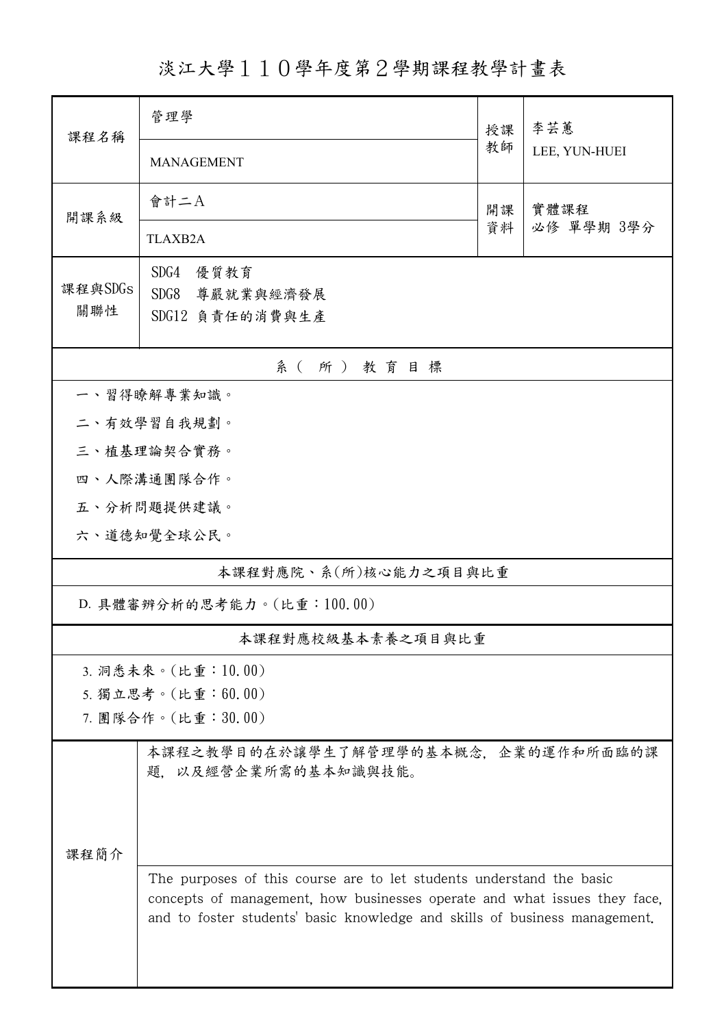# 淡江大學１１０學年度第２學期課程教學計畫表

| 課程名稱 | 管理學 | 授課教師 | 李芸蕙 |
|---|---|---|---|
| | MANAGEMENT | | LEE, YUN-HUEI |
| 開課系級 | 會計二Ａ | 開課資料 | 實體課程<br>必修 單學期 3學分 |
| | TLAXB2A | | |
| 課程與SDGs關聯性 | SDG4 優質教育<br>SDG8 尊嚴就業與經濟發展<br>SDG12 負責任的消費與生產 | | |

## 系（所）教育目標

一、習得瞭解專業知識。

二、有效學習自我規劃。

三、植基理論契合實務。

四、人際溝通團隊合作。

五、分析問題提供建議。

六、道德知覺全球公民。

## 本課程對應院、系(所)核心能力之項目與比重

D. 具體審辨分析的思考能力。(比重：100.00)

## 本課程對應校級基本素養之項目與比重

3. 洞悉未來。(比重：10.00)
5. 獨立思考。(比重：60.00)
7. 團隊合作。(比重：30.00)

## 課程簡介

本課程之教學目的在於讓學生了解管理學的基本概念，企業的運作和所面臨的課題，以及經營企業所需的基本知識與技能。

The purposes of this course are to let students understand the basic concepts of management, how businesses operate and what issues they face, and to foster students' basic knowledge and skills of business management.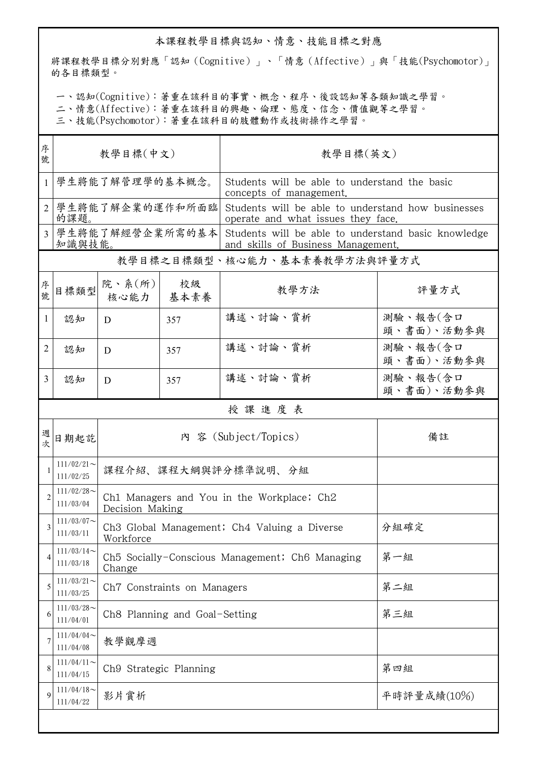## 本課程教學目標與認知、情意、技能目標之對應

將課程教學目標分別對應「認知（Cognitive）」、「情意（Affective）」與「技能(Psychomotor)」的各目標類型。

一、認知(Cognitive)：著重在該科目的事實、概念、程序、後設認知等各類知識之學習。
二、情意(Affective)：著重在該科目的興趣、倫理、態度、信念、價值觀等之學習。
三、技能(Psychomotor)：著重在該科目的肢體動作或技術操作之學習。

| 序號 | 教學目標(中文) | 教學目標(英文) |
|---|---|---|
| 1 | 學生將能了解管理學的基本概念。 | Students will be able to understand the basic concepts of management. |
| 2 | 學生將能了解企業的運作和所面臨的課題。 | Students will be able to understand how businesses operate and what issues they face. |
| 3 | 學生將能了解經營企業所需的基本知識與技能。 | Students will be able to understand basic knowledge and skills of Business Management. |

## 教學目標之目標類型、核心能力、基本素養教學方法與評量方式

| 序號 | 目標類型 | 院、系(所)核心能力 | 校級基本素養 | 教學方法 | 評量方式 |
|---|---|---|---|---|---|
| 1 | 認知 | D | 357 | 講述、討論、賞析 | 測驗、報告(含口頭、書面)、活動參與 |
| 2 | 認知 | D | 357 | 講述、討論、賞析 | 測驗、報告(含口頭、書面)、活動參與 |
| 3 | 認知 | D | 357 | 講述、討論、賞析 | 測驗、報告(含口頭、書面)、活動參與 |

## 授課進度表

| 週次 | 日期起訖 | 內 容 (Subject/Topics) | 備註 |
|---|---|---|---|
| 1 | 111/02/21～111/02/25 | 課程介紹、課程大綱與評分標準說明、分組 | |
| 2 | 111/02/28～111/03/04 | Ch1 Managers and You in the Workplace; Ch2 Decision Making | |
| 3 | 111/03/07～111/03/11 | Ch3 Global Management; Ch4 Valuing a Diverse Workforce | 分組確定 |
| 4 | 111/03/14～111/03/18 | Ch5 Socially-Conscious Management; Ch6 Managing Change | 第一組 |
| 5 | 111/03/21～111/03/25 | Ch7 Constraints on Managers | 第二組 |
| 6 | 111/03/28～111/04/01 | Ch8 Planning and Goal-Setting | 第三組 |
| 7 | 111/04/04～111/04/08 | 教學觀摩週 | |
| 8 | 111/04/11～111/04/15 | Ch9 Strategic Planning | 第四組 |
| 9 | 111/04/18～111/04/22 | 影片賞析 | 平時評量成績(10%) |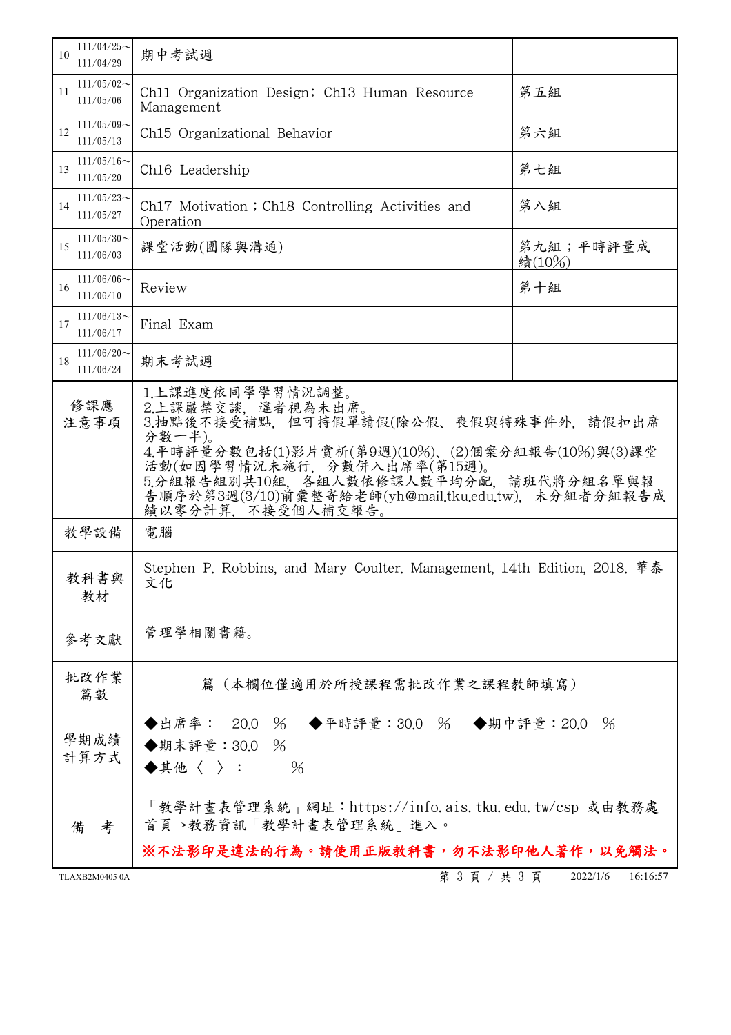| | | | |
|---|---|---|---|
| 10 | 111/04/25～<br>111/04/29 | 期中考試週 | |
| 11 | 111/05/02～<br>111/05/06 | Ch11 Organization Design; Ch13 Human Resource Management | 第五組 |
| 12 | 111/05/09～<br>111/05/13 | Ch15 Organizational Behavior | 第六組 |
| 13 | 111/05/16～<br>111/05/20 | Ch16 Leadership | 第七組 |
| 14 | 111/05/23～<br>111/05/27 | Ch17 Motivation；Ch18 Controlling Activities and Operation | 第八組 |
| 15 | 111/05/30～<br>111/06/03 | 課堂活動(團隊與溝通) | 第九組；平時評量成績(10%) |
| 16 | 111/06/06～<br>111/06/10 | Review | 第十組 |
| 17 | 111/06/13～<br>111/06/17 | Final Exam | |
| 18 | 111/06/20～<br>111/06/24 | 期末考試週 | |

| | |
|---|---|
| 修課應注意事項 | 1.上課進度依同學學習情況調整。<br>2.上課嚴禁交談，違者視為未出席。<br>3.抽點後不接受補點，但可持假單請假(除公假、喪假與特殊事件外，請假扣出席分數一半)。<br>4.平時評量分數包括(1)影片賞析(第9週)(10%)、(2)個案分組報告(10%)與(3)課堂活動(如因學習情況未施行，分數併入出席率(第15週)。<br>5.分組報告組別共10組，各組人數依修課人數平均分配，請班代將分組名單與報告順序於第3週(3/10)前彙整寄給老師(yh@mail.tku.edu.tw)，未分組者分組報告成績以零分計算，不接受個人補交報告。 |
| 教學設備 | 電腦 |
| 教科書與教材 | Stephen P. Robbins, and Mary Coulter. Management, 14th Edition, 2018. 華泰文化 |
| 參考文獻 | 管理學相關書籍。 |
| 批改作業篇數 | 篇（本欄位僅適用於所授課程需批改作業之課程教師填寫） |
| 學期成績計算方式 | ◆出席率： 20.0 % ◆平時評量：30.0 % ◆期中評量：20.0 %<br>◆期末評量：30.0 %<br>◆其他〈 〉： % |
| 備考 | 「教學計畫表管理系統」網址：https://info.ais.tku.edu.tw/csp 或由教務處首頁→教務資訊「教學計畫表管理系統」進入。<br>**※不法影印是違法的行為。請使用正版教科書，勿不法影印他人著作，以免觸法。** |

TLAXB2M0405 0A 2022/1/6 16:16:57